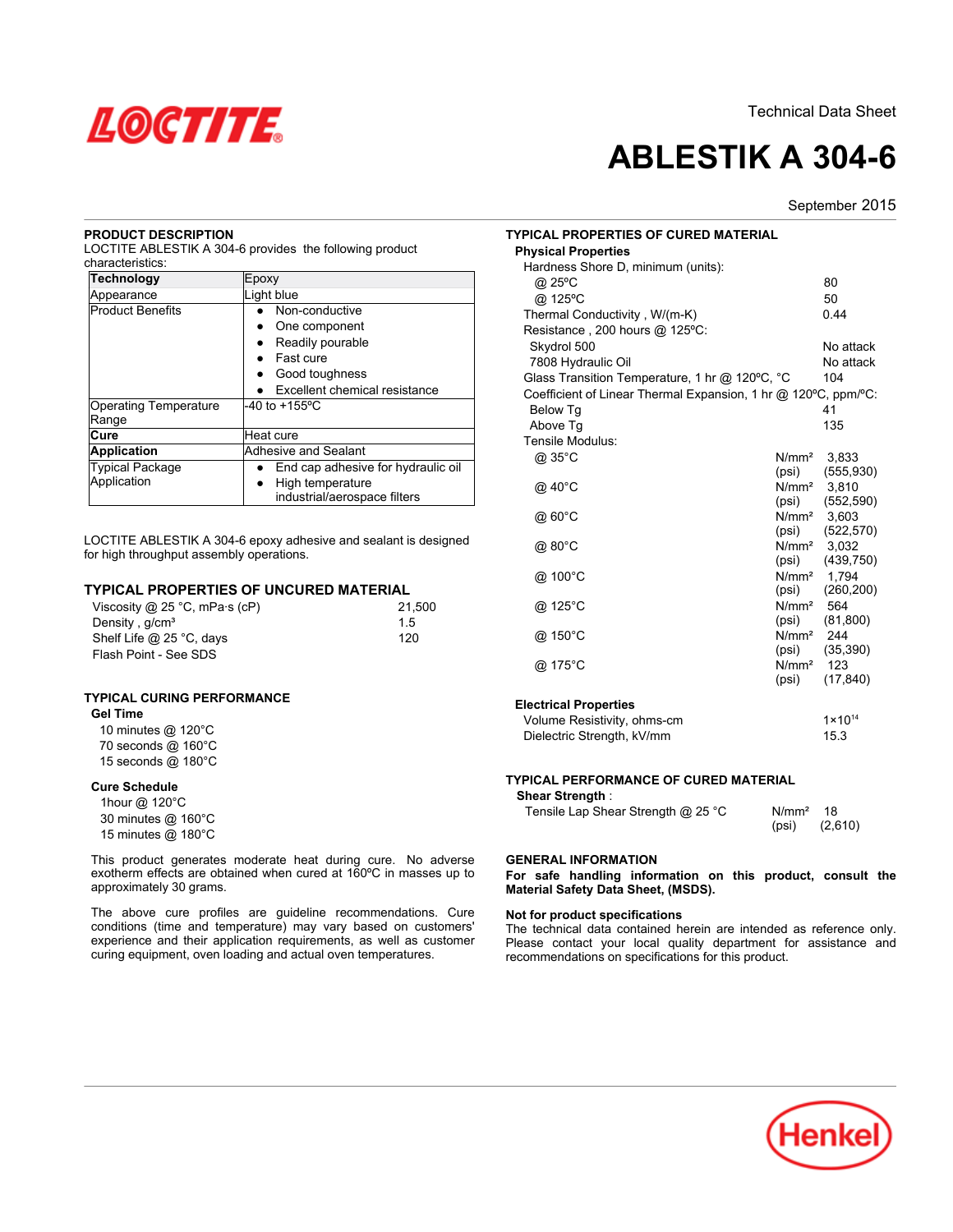Technical Data Sheet

# ABLESTIK A 304-6

September 2015

## PRODUCT DESCRIPTION

LOCTITE ABLESTIK A 304-6 provides the following product characteristics:

| **Technology** | Epoxy |
|---|---|
| Appearance | Light blue |
| Product Benefits | • Non-conductive<br>• One component<br>• Readily pourable<br>• Fast cure<br>• Good toughness<br>• Excellent chemical resistance |
| Operating Temperature Range | -40 to +155ºC |
| **Cure** | Heat cure |
| **Application** | Adhesive and Sealant |
| Typical Package Application | • End cap adhesive for hydraulic oil<br>• High temperature industrial/aerospace filters |

LOCTITE ABLESTIK A 304-6 epoxy adhesive and sealant is designed for high throughput assembly operations.

## TYPICAL PROPERTIES OF UNCURED MATERIAL

| | |
|---|---|
| Viscosity @ 25 °C, mPa·s (cP) | 21,500 |
| Density , g/cm³ | 1.5 |
| Shelf Life @ 25 °C, days | 120 |
| Flash Point - See SDS | |

## TYPICAL CURING PERFORMANCE

### Gel Time

10 minutes @ 120°C
70 seconds @ 160°C
15 seconds @ 180°C

### Cure Schedule

1hour @ 120°C
30 minutes @ 160°C
15 minutes @ 180°C

This product generates moderate heat during cure. No adverse exotherm effects are obtained when cured at 160ºC in masses up to approximately 30 grams.

The above cure profiles are guideline recommendations. Cure conditions (time and temperature) may vary based on customers' experience and their application requirements, as well as customer curing equipment, oven loading and actual oven temperatures.

## TYPICAL PROPERTIES OF CURED MATERIAL

### Physical Properties

| | | |
|---|---|---|
| Hardness Shore D, minimum (units): | | |
| @ 25ºC | | 80 |
| @ 125ºC | | 50 |
| Thermal Conductivity , W/(m-K) | | 0.44 |
| Resistance , 200 hours @ 125ºC: | | |
| Skydrol 500 | | No attack |
| 7808 Hydraulic Oil | | No attack |
| Glass Transition Temperature, 1 hr @ 120ºC, °C | | 104 |
| Coefficient of Linear Thermal Expansion, 1 hr @ 120ºC, ppm/ºC: | | |
| Below Tg | | 41 |
| Above Tg | | 135 |
| Tensile Modulus: | | |
| @ 35°C | N/mm² | 3,833 |
| | (psi) | (555,930) |
| @ 40°C | N/mm² | 3,810 |
| | (psi) | (552,590) |
| @ 60°C | N/mm² | 3,603 |
| | (psi) | (522,570) |
| @ 80°C | N/mm² | 3,032 |
| | (psi) | (439,750) |
| @ 100°C | N/mm² | 1,794 |
| | (psi) | (260,200) |
| @ 125°C | N/mm² | 564 |
| | (psi) | (81,800) |
| @ 150°C | N/mm² | 244 |
| | (psi) | (35,390) |
| @ 175°C | N/mm² | 123 |
| | (psi) | (17,840) |

### Electrical Properties

| | |
|---|---|
| Volume Resistivity, ohms-cm | $1\times10^{14}$ |
| Dielectric Strength, kV/mm | 15.3 |

## TYPICAL PERFORMANCE OF CURED MATERIAL

### Shear Strength :

| | | |
|---|---|---|
| Tensile Lap Shear Strength @ 25 °C | N/mm² | 18 |
| | (psi) | (2,610) |

## GENERAL INFORMATION

**For safe handling information on this product, consult the Material Safety Data Sheet, (MSDS).**

**Not for product specifications**

The technical data contained herein are intended as reference only. Please contact your local quality department for assistance and recommendations on specifications for this product.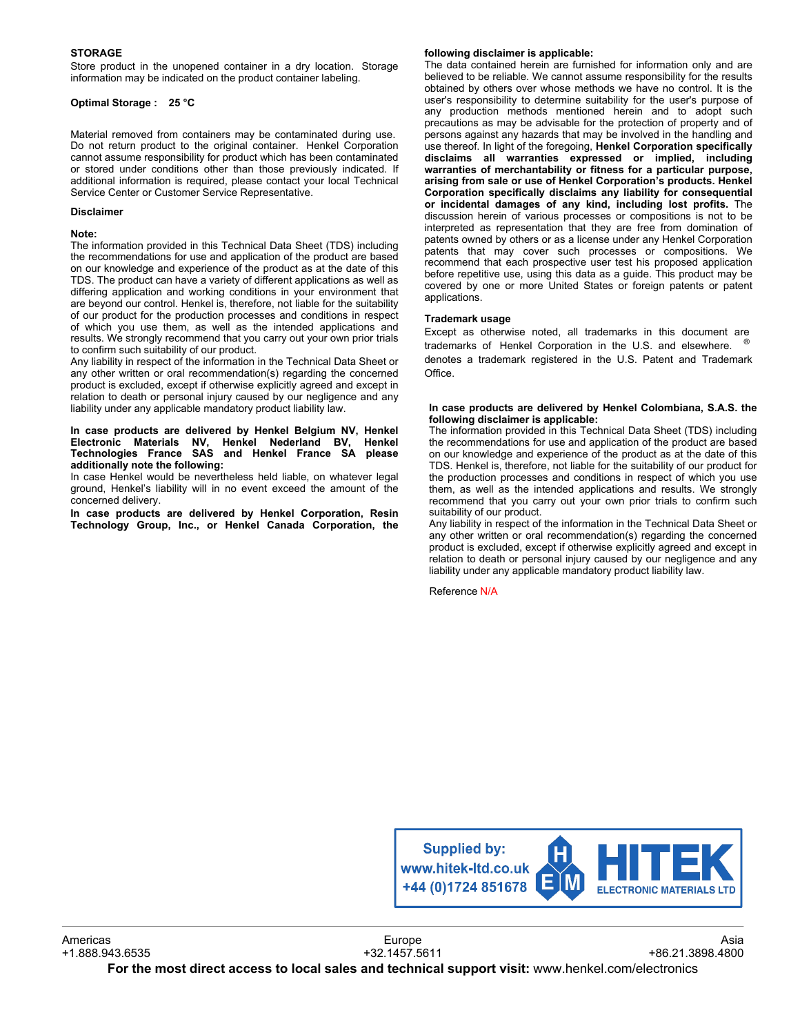### STORAGE

Store product in the unopened container in a dry location. Storage information may be indicated on the product container labeling.

**Optimal Storage : 25 °C**

Material removed from containers may be contaminated during use. Do not return product to the original container. Henkel Corporation cannot assume responsibility for product which has been contaminated or stored under conditions other than those previously indicated. If additional information is required, please contact your local Technical Service Center or Customer Service Representative.

### Disclaimer

**Note:**

The information provided in this Technical Data Sheet (TDS) including the recommendations for use and application of the product are based on our knowledge and experience of the product as at the date of this TDS. The product can have a variety of different applications as well as differing application and working conditions in your environment that are beyond our control. Henkel is, therefore, not liable for the suitability of our product for the production processes and conditions in respect of which you use them, as well as the intended applications and results. We strongly recommend that you carry out your own prior trials to confirm such suitability of our product.

Any liability in respect of the information in the Technical Data Sheet or any other written or oral recommendation(s) regarding the concerned product is excluded, except if otherwise explicitly agreed and except in relation to death or personal injury caused by our negligence and any liability under any applicable mandatory product liability law.

**In case products are delivered by Henkel Belgium NV, Henkel Electronic Materials NV, Henkel Nederland BV, Henkel Technologies France SAS and Henkel France SA please additionally note the following:**

In case Henkel would be nevertheless held liable, on whatever legal ground, Henkel's liability will in no event exceed the amount of the concerned delivery.

**In case products are delivered by Henkel Corporation, Resin Technology Group, Inc., or Henkel Canada Corporation, the following disclaimer is applicable:**

The data contained herein are furnished for information only and are believed to be reliable. We cannot assume responsibility for the results obtained by others over whose methods we have no control. It is the user's responsibility to determine suitability for the user's purpose of any production methods mentioned herein and to adopt such precautions as may be advisable for the protection of property and of persons against any hazards that may be involved in the handling and use thereof. In light of the foregoing, **Henkel Corporation specifically disclaims all warranties expressed or implied, including warranties of merchantability or fitness for a particular purpose, arising from sale or use of Henkel Corporation's products. Henkel Corporation specifically disclaims any liability for consequential or incidental damages of any kind, including lost profits.** The discussion herein of various processes or compositions is not to be interpreted as representation that they are free from domination of patents owned by others or as a license under any Henkel Corporation patents that may cover such processes or compositions. We recommend that each prospective user test his proposed application before repetitive use, using this data as a guide. This product may be covered by one or more United States or foreign patents or patent applications.

### Trademark usage

Except as otherwise noted, all trademarks in this document are trademarks of Henkel Corporation in the U.S. and elsewhere. ® denotes a trademark registered in the U.S. Patent and Trademark Office.

**In case products are delivered by Henkel Colombiana, S.A.S. the following disclaimer is applicable:**

The information provided in this Technical Data Sheet (TDS) including the recommendations for use and application of the product are based on our knowledge and experience of the product as at the date of this TDS. Henkel is, therefore, not liable for the suitability of our product for the production processes and conditions in respect of which you use them, as well as the intended applications and results. We strongly recommend that you carry out your own prior trials to confirm such suitability of our product.

Any liability in respect of the information in the Technical Data Sheet or any other written or oral recommendation(s) regarding the concerned product is excluded, except if otherwise explicitly agreed and except in relation to death or personal injury caused by our negligence and any liability under any applicable mandatory product liability law.

Reference N/A

Supplied by:
www.hitek-ltd.co.uk
+44 (0)1724 851678
HITEK ELECTRONIC MATERIALS LTD

Americas
+1.888.943.6535

Europe
+32.1457.5611

Asia
+86.21.3898.4800

**For the most direct access to local sales and technical support visit:** www.henkel.com/electronics